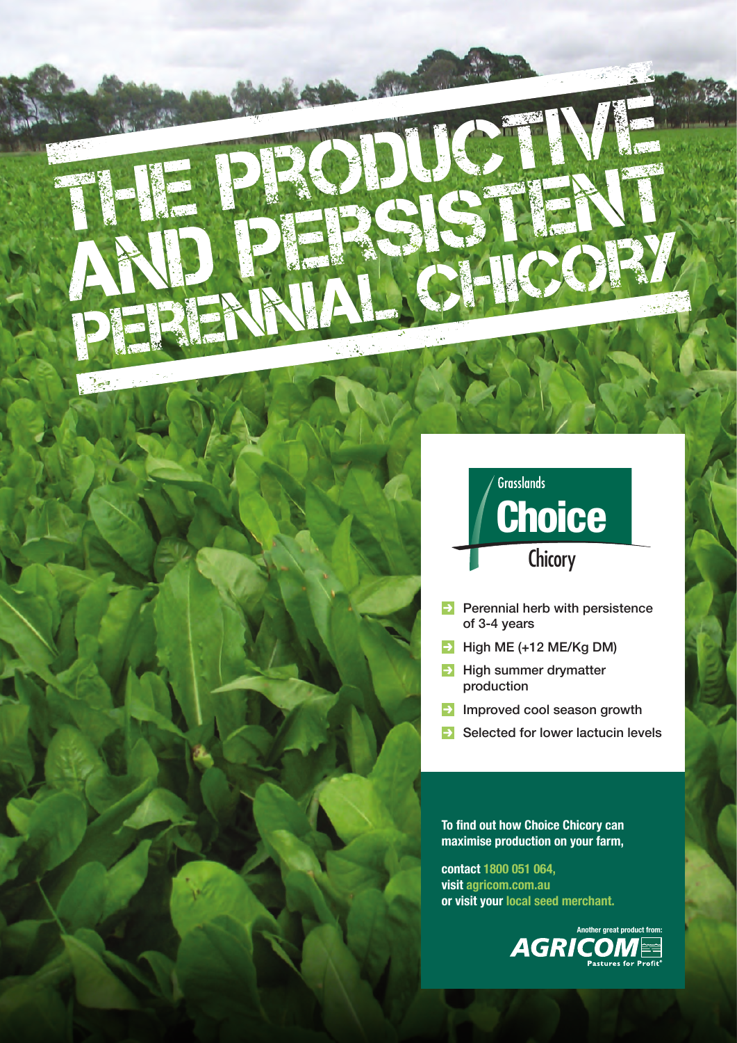# THE PRODUCTIVE AND PERSISTENT PERENNIAL CHICORY

Grasslands

**Choice**

Chicory

- Perennial herb with persistence of 3-4 years
- High ME (+12 ME/Kg DM)
- High summer drymatter production
- Improved cool season growth
- Selected for lower lactucin levels

**To find out how Choice Chicory can maximise production on your farm,**

**contact 1800 051 064,**
**visit agricom.com.au**
**or visit your local seed merchant.**

Another great product from:

**AGRICOM**

Pastures for Profit®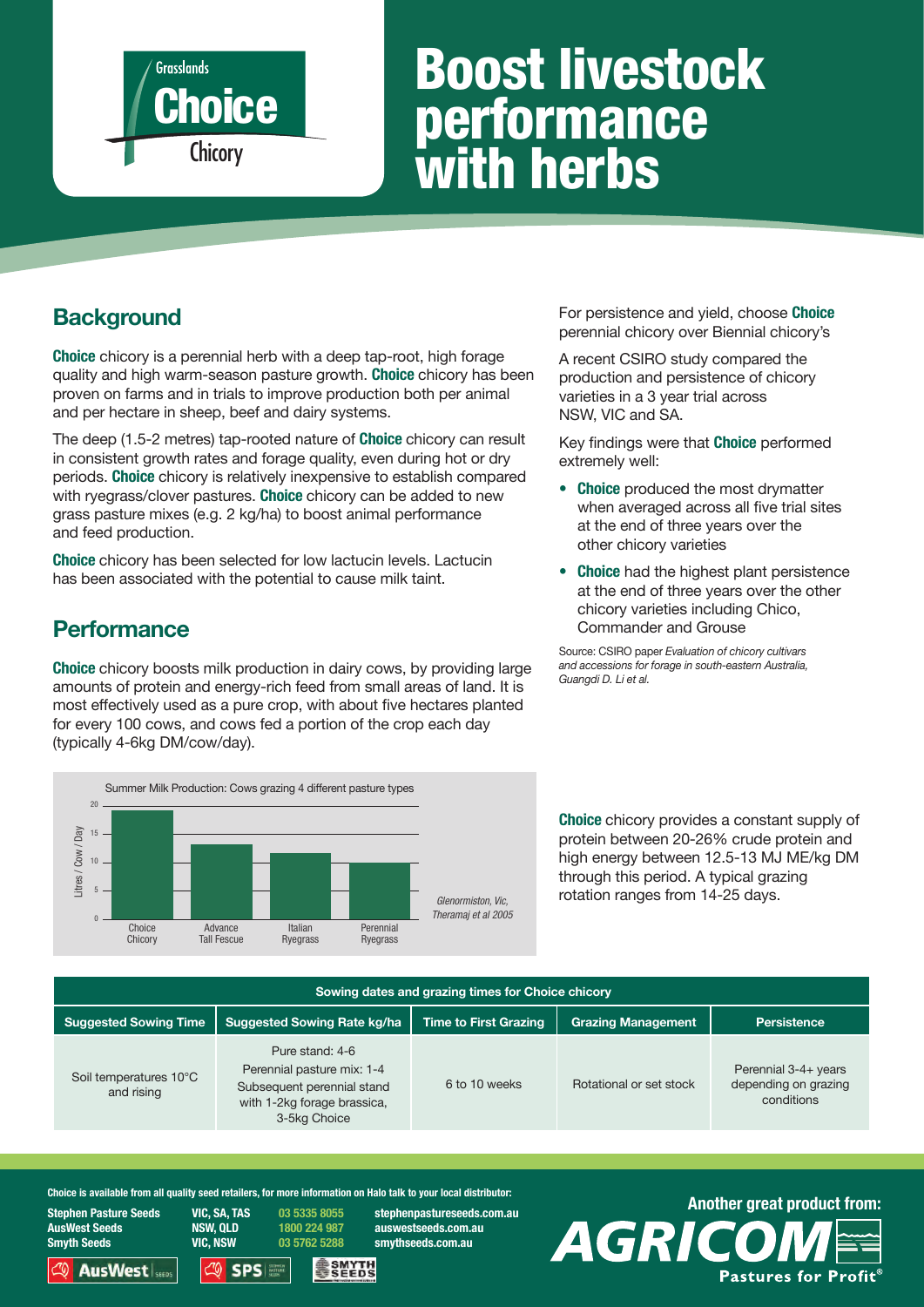Grasslands **Choice** Chicory

# Boost livestock performance with herbs

## Background

**Choice** chicory is a perennial herb with a deep tap-root, high forage quality and high warm-season pasture growth. **Choice** chicory has been proven on farms and in trials to improve production both per animal and per hectare in sheep, beef and dairy systems.

The deep (1.5-2 metres) tap-rooted nature of **Choice** chicory can result in consistent growth rates and forage quality, even during hot or dry periods. **Choice** chicory is relatively inexpensive to establish compared with ryegrass/clover pastures. **Choice** chicory can be added to new grass pasture mixes (e.g. 2 kg/ha) to boost animal performance and feed production.

**Choice** chicory has been selected for low lactucin levels. Lactucin has been associated with the potential to cause milk taint.

## Performance

**Choice** chicory boosts milk production in dairy cows, by providing large amounts of protein and energy-rich feed from small areas of land. It is most effectively used as a pure crop, with about five hectares planted for every 100 cows, and cows fed a portion of the crop each day (typically 4-6kg DM/cow/day).

Summer Milk Production: Cows grazing 4 different pasture types

Litres / Cow / Day

20
15
10
5
0

Choice Chicory
Advance Tall Fescue
Italian Ryegrass
Perennial Ryegrass

*Glenormiston, Vic, Theramaj et al 2005*

For persistence and yield, choose **Choice** perennial chicory over Biennial chicory's

A recent CSIRO study compared the production and persistence of chicory varieties in a 3 year trial across NSW, VIC and SA.

Key findings were that **Choice** performed extremely well:

- **Choice** produced the most drymatter when averaged across all five trial sites at the end of three years over the other chicory varieties
- **Choice** had the highest plant persistence at the end of three years over the other chicory varieties including Chico, Commander and Grouse

Source: CSIRO paper *Evaluation of chicory cultivars and accessions for forage in south-eastern Australia, Guangdi D. Li et al.*

**Choice** chicory provides a constant supply of protein between 20-26% crude protein and high energy between 12.5-13 MJ ME/kg DM through this period. A typical grazing rotation ranges from 14-25 days.

| Sowing dates and grazing times for Choice chicory | | | | |
|---|---|---|---|---|
| **Suggested Sowing Time** | **Suggested Sowing Rate kg/ha** | **Time to First Grazing** | **Grazing Management** | **Persistence** |
| Soil temperatures 10°C and rising | Pure stand: 4-6<br>Perennial pasture mix: 1-4<br>Subsequent perennial stand with 1-2kg forage brassica, 3-5kg Choice | 6 to 10 weeks | Rotational or set stock | Perennial 3-4+ years depending on grazing conditions |

**Choice is available from all quality seed retailers, for more information on Halo talk to your local distributor:**

| | | | |
|---|---|---|---|
| **Stephen Pasture Seeds** | **VIC, SA, TAS** | **03 5335 8055** | **stephenpastureseeds.com.au** |
| **AusWest Seeds** | **NSW, QLD** | **1800 224 987** | **auswestseeds.com.au** |
| **Smyth Seeds** | **VIC, NSW** | **03 5762 5288** | **smythseeds.com.au** |

AusWest Seeds | SPS | Smyth Seeds

**Another great product from:**

**AGRICOM** Pastures for Profit®